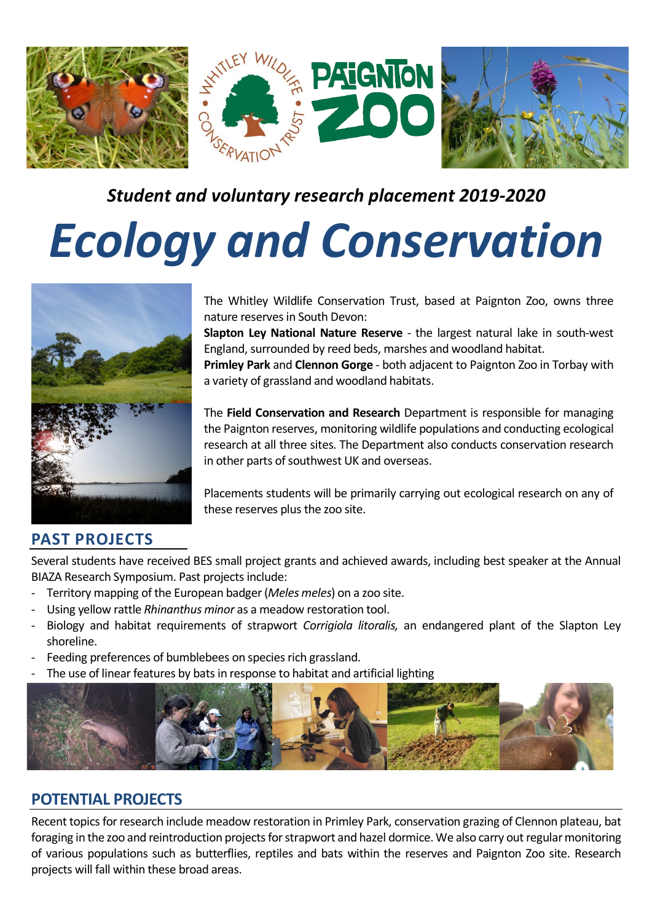*Student and voluntary research placement 2019-2020*

# *Ecology and Conservation*

The Whitley Wildlife Conservation Trust, based at Paignton Zoo, owns three nature reserves in South Devon:

**Slapton Ley National Nature Reserve** - the largest natural lake in south-west England, surrounded by reed beds, marshes and woodland habitat.

**Primley Park** and **Clennon Gorge** - both adjacent to Paignton Zoo in Torbay with a variety of grassland and woodland habitats.

The **Field Conservation and Research** Department is responsible for managing the Paignton reserves, monitoring wildlife populations and conducting ecological research at all three sites. The Department also conducts conservation research in other parts of southwest UK and overseas.

Placements students will be primarily carrying out ecological research on any of these reserves plus the zoo site.

## PAST PROJECTS

Several students have received BES small project grants and achieved awards, including best speaker at the Annual BIAZA Research Symposium. Past projects include:

- Territory mapping of the European badger (*Meles meles*) on a zoo site.
- Using yellow rattle *Rhinanthus minor* as a meadow restoration tool.
- Biology and habitat requirements of strapwort *Corrigiola litoralis,* an endangered plant of the Slapton Ley shoreline.
- Feeding preferences of bumblebees on species rich grassland.
- The use of linear features by bats in response to habitat and artificial lighting

## POTENTIAL PROJECTS

Recent topics for research include meadow restoration in Primley Park, conservation grazing of Clennon plateau, bat foraging in the zoo and reintroduction projects for strapwort and hazel dormice. We also carry out regular monitoring of various populations such as butterflies, reptiles and bats within the reserves and Paignton Zoo site. Research projects will fall within these broad areas.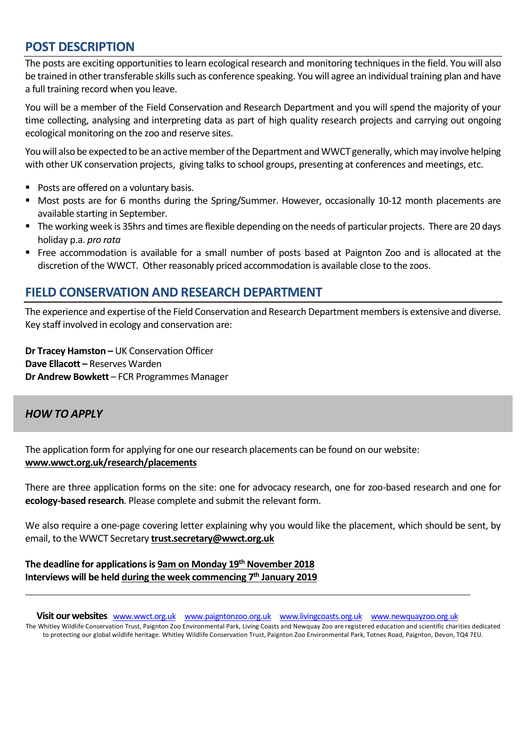## POST DESCRIPTION

The posts are exciting opportunities to learn ecological research and monitoring techniques in the field. You will also be trained in other transferable skills such as conference speaking. You will agree an individual training plan and have a full training record when you leave.

You will be a member of the Field Conservation and Research Department and you will spend the majority of your time collecting, analysing and interpreting data as part of high quality research projects and carrying out ongoing ecological monitoring on the zoo and reserve sites.

You will also be expected to be an active member of the Department and WWCT generally, which may involve helping with other UK conservation projects, giving talks to school groups, presenting at conferences and meetings, etc.

- Posts are offered on a voluntary basis.
- Most posts are for 6 months during the Spring/Summer. However, occasionally 10-12 month placements are available starting in September.
- The working week is 35hrs and times are flexible depending on the needs of particular projects. There are 20 days holiday p.a. *pro rata*
- Free accommodation is available for a small number of posts based at Paignton Zoo and is allocated at the discretion of the WWCT. Other reasonably priced accommodation is available close to the zoos.

## FIELD CONSERVATION AND RESEARCH DEPARTMENT

The experience and expertise of the Field Conservation and Research Department members is extensive and diverse. Key staff involved in ecology and conservation are:

**Dr Tracey Hamston –** UK Conservation Officer
**Dave Ellacott –** Reserves Warden
**Dr Andrew Bowkett** – FCR Programmes Manager

## *HOW TO APPLY*

The application form for applying for one our research placements can be found on our website: **www.wwct.org.uk/research/placements**

There are three application forms on the site: one for advocacy research, one for zoo-based research and one for **ecology-based research**. Please complete and submit the relevant form.

We also require a one-page covering letter explaining why you would like the placement, which should be sent, by email, to the WWCT Secretary **trust.secretary@wwct.org.uk**

**The deadline for applications is 9am on Monday 19th November 2018**
**Interviews will be held during the week commencing 7th January 2019**

---

**Visit our websites** www.wwct.org.uk www.paigntonzoo.org.uk www.livingcoasts.org.uk www.newquayzoo.org.uk

The Whitley Wildlife Conservation Trust, Paignton Zoo Environmental Park, Living Coasts and Newquay Zoo are registered education and scientific charities dedicated to protecting our global wildlife heritage. Whitley Wildlife Conservation Trust, Paignton Zoo Environmental Park, Totnes Road, Paignton, Devon, TQ4 7EU.